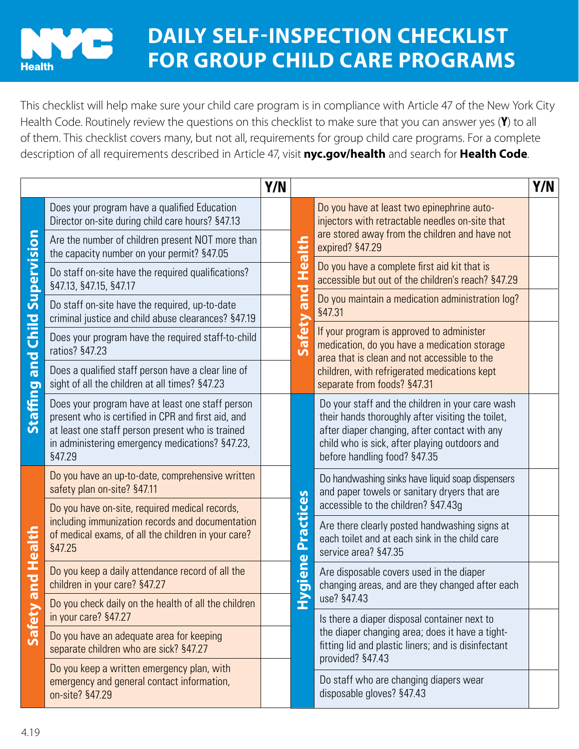# DAILY SELF-INSPECTION CHECKLIST FOR GROUP CHILD CARE PROGRAMS

This checklist will help make sure your child care program is in compliance with Article 47 of the New York City Health Code. Routinely review the questions on this checklist to make sure that you can answer yes (**Y**) to all of them. This checklist covers many, but not all, requirements for group child care programs. For a complete description of all requirements described in Article 47, visit **nyc.gov/health** and search for **Health Code**.

| Category | Question | Y/N |
|---|---|---|
| Staffing and Child Supervision | Does your program have a qualified Education Director on-site during child care hours? §47.13 | |
| Staffing and Child Supervision | Are the number of children present NOT more than the capacity number on your permit? §47.05 | |
| Staffing and Child Supervision | Do staff on-site have the required qualifications? §47.13, §47.15, §47.17 | |
| Staffing and Child Supervision | Do staff on-site have the required, up-to-date criminal justice and child abuse clearances? §47.19 | |
| Staffing and Child Supervision | Does your program have the required staff-to-child ratios? §47.23 | |
| Staffing and Child Supervision | Does a qualified staff person have a clear line of sight of all the children at all times? §47.23 | |
| Staffing and Child Supervision | Does your program have at least one staff person present who is certified in CPR and first aid, and at least one staff person present who is trained in administering emergency medications? §47.23, §47.29 | |
| Safety and Health | Do you have an up-to-date, comprehensive written safety plan on-site? §47.11 | |
| Safety and Health | Do you have on-site, required medical records, including immunization records and documentation of medical exams, of all the children in your care? §47.25 | |
| Safety and Health | Do you keep a daily attendance record of all the children in your care? §47.27 | |
| Safety and Health | Do you check daily on the health of all the children in your care? §47.27 | |
| Safety and Health | Do you have an adequate area for keeping separate children who are sick? §47.27 | |
| Safety and Health | Do you keep a written emergency plan, with emergency and general contact information, on-site? §47.29 | |
| Safety and Health | Do you have at least two epinephrine auto-injectors with retractable needles on-site that are stored away from the children and have not expired? §47.29 | |
| Safety and Health | Do you have a complete first aid kit that is accessible but out of the children's reach? §47.29 | |
| Safety and Health | Do you maintain a medication administration log? §47.31 | |
| Safety and Health | If your program is approved to administer medication, do you have a medication storage area that is clean and not accessible to the children, with refrigerated medications kept separate from foods? §47.31 | |
| Hygiene Practices | Do your staff and the children in your care wash their hands thoroughly after visiting the toilet, after diaper changing, after contact with any child who is sick, after playing outdoors and before handling food? §47.35 | |
| Hygiene Practices | Do handwashing sinks have liquid soap dispensers and paper towels or sanitary dryers that are accessible to the children? §47.43g | |
| Hygiene Practices | Are there clearly posted handwashing signs at each toilet and at each sink in the child care service area? §47.35 | |
| Hygiene Practices | Are disposable covers used in the diaper changing areas, and are they changed after each use? §47.43 | |
| Hygiene Practices | Is there a diaper disposal container next to the diaper changing area; does it have a tight-fitting lid and plastic liners; and is disinfectant provided? §47.43 | |
| Hygiene Practices | Do staff who are changing diapers wear disposable gloves? §47.43 | |

4.19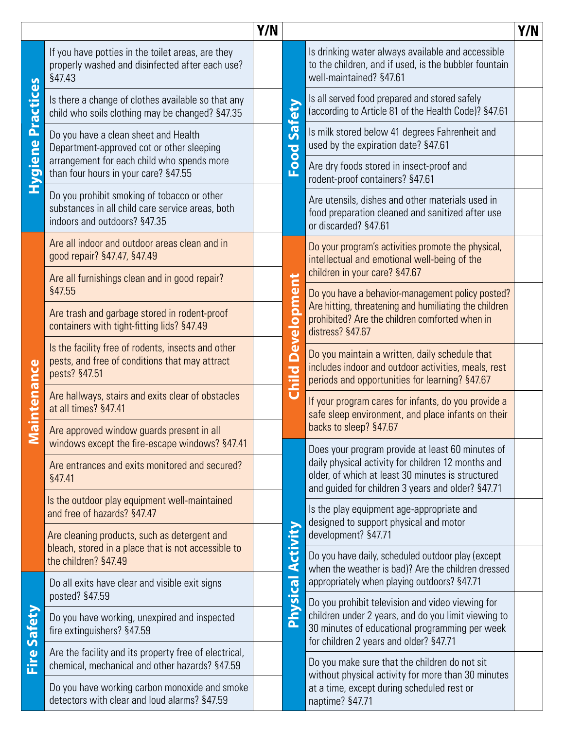| | | Y/N |
|---|---|---|
| Hygiene Practices | If you have potties in the toilet areas, are they properly washed and disinfected after each use? §47.43 | |
| | Is there a change of clothes available so that any child who soils clothing may be changed? §47.35 | |
| | Do you have a clean sheet and Health Department-approved cot or other sleeping arrangement for each child who spends more than four hours in your care? §47.55 | |
| | Do you prohibit smoking of tobacco or other substances in all child care service areas, both indoors and outdoors? §47.35 | |
| Maintenance | Are all indoor and outdoor areas clean and in good repair? §47.47, §47.49 | |
| | Are all furnishings clean and in good repair? §47.55 | |
| | Are trash and garbage stored in rodent-proof containers with tight-fitting lids? §47.49 | |
| | Is the facility free of rodents, insects and other pests, and free of conditions that may attract pests? §47.51 | |
| | Are hallways, stairs and exits clear of obstacles at all times? §47.41 | |
| | Are approved window guards present in all windows except the fire-escape windows? §47.41 | |
| | Are entrances and exits monitored and secured? §47.41 | |
| | Is the outdoor play equipment well-maintained and free of hazards? §47.47 | |
| | Are cleaning products, such as detergent and bleach, stored in a place that is not accessible to the children? §47.49 | |
| Fire Safety | Do all exits have clear and visible exit signs posted? §47.59 | |
| | Do you have working, unexpired and inspected fire extinguishers? §47.59 | |
| | Are the facility and its property free of electrical, chemical, mechanical and other hazards? §47.59 | |
| | Do you have working carbon monoxide and smoke detectors with clear and loud alarms? §47.59 | |

| | | Y/N |
|---|---|---|
| Food Safety | Is drinking water always available and accessible to the children, and if used, is the bubbler fountain well-maintained? §47.61 | |
| | Is all served food prepared and stored safely (according to Article 81 of the Health Code)? §47.61 | |
| | Is milk stored below 41 degrees Fahrenheit and used by the expiration date? §47.61 | |
| | Are dry foods stored in insect-proof and rodent-proof containers? §47.61 | |
| | Are utensils, dishes and other materials used in food preparation cleaned and sanitized after use or discarded? §47.61 | |
| Child Development | Do your program's activities promote the physical, intellectual and emotional well-being of the children in your care? §47.67 | |
| | Do you have a behavior-management policy posted? Are hitting, threatening and humiliating the children prohibited? Are the children comforted when in distress? §47.67 | |
| | Do you maintain a written, daily schedule that includes indoor and outdoor activities, meals, rest periods and opportunities for learning? §47.67 | |
| | If your program cares for infants, do you provide a safe sleep environment, and place infants on their backs to sleep? §47.67 | |
| Physical Activity | Does your program provide at least 60 minutes of daily physical activity for children 12 months and older, of which at least 30 minutes is structured and guided for children 3 years and older? §47.71 | |
| | Is the play equipment age-appropriate and designed to support physical and motor development? §47.71 | |
| | Do you have daily, scheduled outdoor play (except when the weather is bad)? Are the children dressed appropriately when playing outdoors? §47.71 | |
| | Do you prohibit television and video viewing for children under 2 years, and do you limit viewing to 30 minutes of educational programming per week for children 2 years and older? §47.71 | |
| | Do you make sure that the children do not sit without physical activity for more than 30 minutes at a time, except during scheduled rest or naptime? §47.71 | |